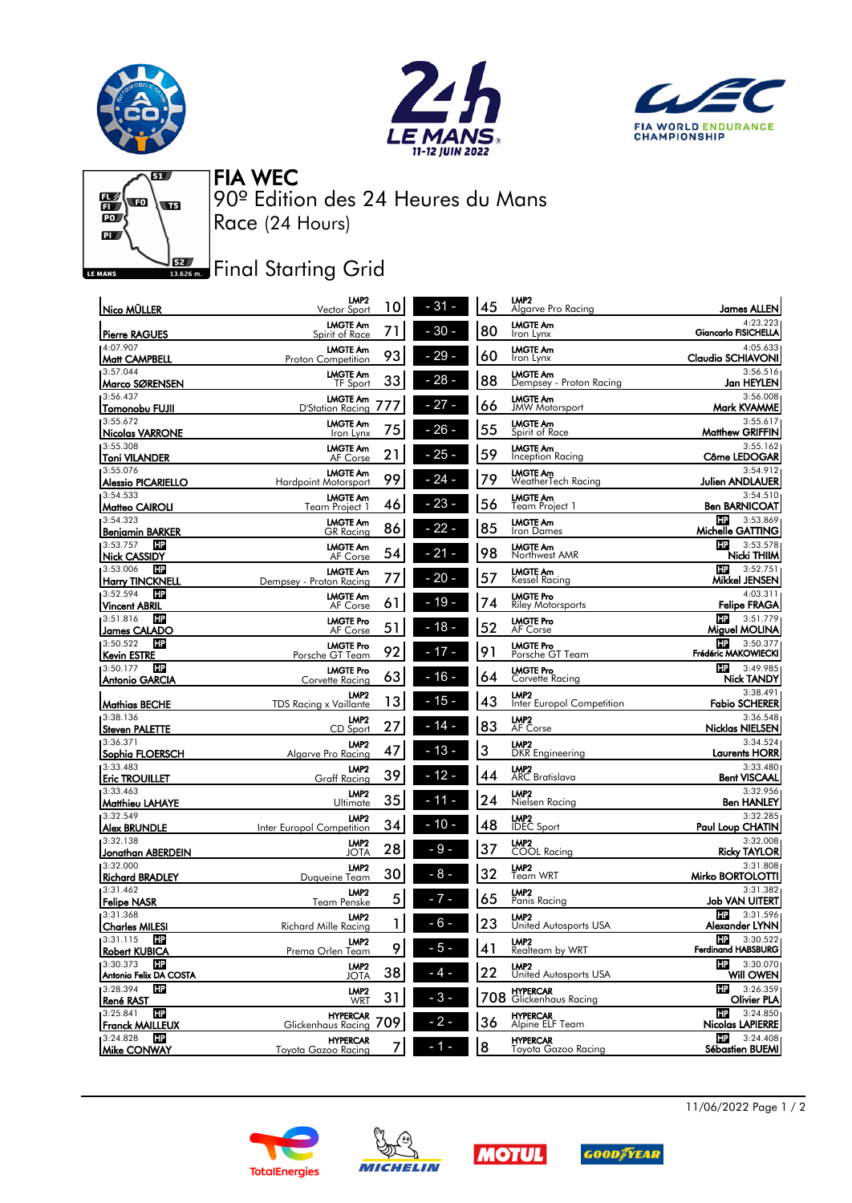# FIA WEC

## 90º Edition des 24 Heures du Mans

## Race (24 Hours)

## Final Starting Grid

| Time | Driver | Class | Team | No. | Pos | No. | Class | Team | Driver | Time |
|---|---|---|---|---|---|---|---|---|---|---|
| | Nico MÜLLER | LMP2 | Vector Sport | 10 | - 31 - | 45 | LMP2 | Algarve Pro Racing | James ALLEN | |
| | Pierre RAGUES | LMGTE Am | Spirit of Race | 71 | - 30 - | 80 | LMGTE Am | Iron Lynx | Giancarlo FISICHELLA | 4:23.223 |
| 4:07.907 | Matt CAMPBELL | LMGTE Am | Proton Competition | 93 | - 29 - | 60 | LMGTE Am | Iron Lynx | Claudio SCHIAVONI | 4:05.633 |
| 3:57.044 | Marco SØRENSEN | LMGTE Am | TF Sport | 33 | - 28 - | 88 | LMGTE Am | Dempsey - Proton Racing | Jan HEYLEN | 3:56.516 |
| 3:56.437 | Tomonobu FUJII | LMGTE Am | D'Station Racing | 777 | - 27 - | 66 | LMGTE Am | JMW Motorsport | Mark KVAMME | 3:56.008 |
| 3:55.672 | Nicolas VARRONE | LMGTE Am | Iron Lynx | 75 | - 26 - | 55 | LMGTE Am | Spirit of Race | Matthew GRIFFIN | 3:55.617 |
| 3:55.308 | Toni VILANDER | LMGTE Am | AF Corse | 21 | - 25 - | 59 | LMGTE Am | Inception Racing | Côme LEDOGAR | 3:55.162 |
| 3:55.076 | Alessio PICARIELLO | LMGTE Am | Hardpoint Motorsport | 99 | - 24 - | 79 | LMGTE Am | WeatherTech Racing | Julien ANDLAUER | 3:54.912 |
| 3:54.533 | Matteo CAIROLI | LMGTE Am | Team Project 1 | 46 | - 23 - | 56 | LMGTE Am | Team Project 1 | Ben BARNICOAT | 3:54.510 |
| 3:54.323 | Benjamin BARKER | LMGTE Am | GR Racing | 86 | - 22 - | 85 | LMGTE Am | Iron Dames | Michelle GATTING | HP 3:53.869 |
| 3:53.757 HP | Nick CASSIDY | LMGTE Am | AF Corse | 54 | - 21 - | 98 | LMGTE Am | Northwest AMR | Nicki THIIM | HP 3:53.578 |
| 3:53.006 HP | Harry TINCKNELL | LMGTE Am | Dempsey - Proton Racing | 77 | - 20 - | 57 | LMGTE Am | Kessel Racing | Mikkel JENSEN | HP 3:52.751 |
| 3:52.594 HP | Vincent ABRIL | LMGTE Am | AF Corse | 61 | - 19 - | 74 | LMGTE Pro | Riley Motorsports | Felipe FRAGA | 4:03.311 |
| 3:51.816 HP | James CALADO | LMGTE Pro | AF Corse | 51 | - 18 - | 52 | LMGTE Pro | AF Corse | Miguel MOLINA | HP 3:51.779 |
| 3:50.522 HP | Kevin ESTRE | LMGTE Pro | Porsche GT Team | 92 | - 17 - | 91 | LMGTE Pro | Porsche GT Team | Frédéric MAKOWIECKI | HP 3:50.377 |
| 3:50.177 HP | Antonio GARCIA | LMGTE Pro | Corvette Racing | 63 | - 16 - | 64 | LMGTE Pro | Corvette Racing | Nick TANDY | HP 3:49.985 |
| | Mathias BECHE | LMP2 | TDS Racing x Vaillante | 13 | - 15 - | 43 | LMP2 | Inter Europol Competition | Fabio SCHERER | 3:38.491 |
| 3:38.136 | Steven PALETTE | LMP2 | CD Sport | 27 | - 14 - | 83 | LMP2 | AF Corse | Nicklas NIELSEN | 3:36.548 |
| 3:36.371 | Sophia FLOERSCH | LMP2 | Algarve Pro Racing | 47 | - 13 - | 3 | LMP2 | DKR Engineering | Laurents HORR | 3:34.524 |
| 3:33.483 | Eric TROUILLET | LMP2 | Graff Racing | 39 | - 12 - | 44 | LMP2 | ARC Bratislava | Bent VISCAAL | 3:33.480 |
| 3:33.463 | Matthieu LAHAYE | LMP2 | Ultimate | 35 | - 11 - | 24 | LMP2 | Nielsen Racing | Ben HANLEY | 3:32.956 |
| 3:32.549 | Alex BRUNDLE | LMP2 | Inter Europol Competition | 34 | - 10 - | 48 | LMP2 | IDEC Sport | Paul Loup CHATIN | 3:32.285 |
| 3:32.138 | Jonathan ABERDEIN | LMP2 | JOTA | 28 | - 9 - | 37 | LMP2 | COOL Racing | Ricky TAYLOR | 3:32.008 |
| 3:32.000 | Richard BRADLEY | LMP2 | Duqueine Team | 30 | - 8 - | 32 | LMP2 | Team WRT | Mirko BORTOLOTTI | 3:31.808 |
| 3:31.462 | Felipe NASR | LMP2 | Team Penske | 5 | - 7 - | 65 | LMP2 | Panis Racing | Job VAN UITERT | 3:31.382 |
| 3:31.368 | Charles MILESI | LMP2 | Richard Mille Racing | 1 | - 6 - | 23 | LMP2 | United Autosports USA | Alexander LYNN | HP 3:31.596 |
| 3:31.115 HP | Robert KUBICA | LMP2 | Prema Orlen Team | 9 | - 5 - | 41 | LMP2 | Realteam by WRT | Ferdinand HABSBURG | HP 3:30.522 |
| 3:30.373 HP | Antonio Felix DA COSTA | LMP2 | JOTA | 38 | - 4 - | 22 | LMP2 | United Autosports USA | Will OWEN | HP 3:30.070 |
| 3:28.394 HP | René RAST | LMP2 | WRT | 31 | - 3 - | 708 | HYPERCAR | Glickenhaus Racing | Olivier PLA | HP 3:26.359 |
| 3:25.841 HP | Franck MAILLEUX | HYPERCAR | Glickenhaus Racing | 709 | - 2 - | 36 | HYPERCAR | Alpine ELF Team | Nicolas LAPIERRE | HP 3:24.850 |
| 3:24.828 HP | Mike CONWAY | HYPERCAR | Toyota Gazoo Racing | 7 | - 1 - | 8 | HYPERCAR | Toyota Gazoo Racing | Sébastien BUEMI | HP 3:24.408 |

11/06/2022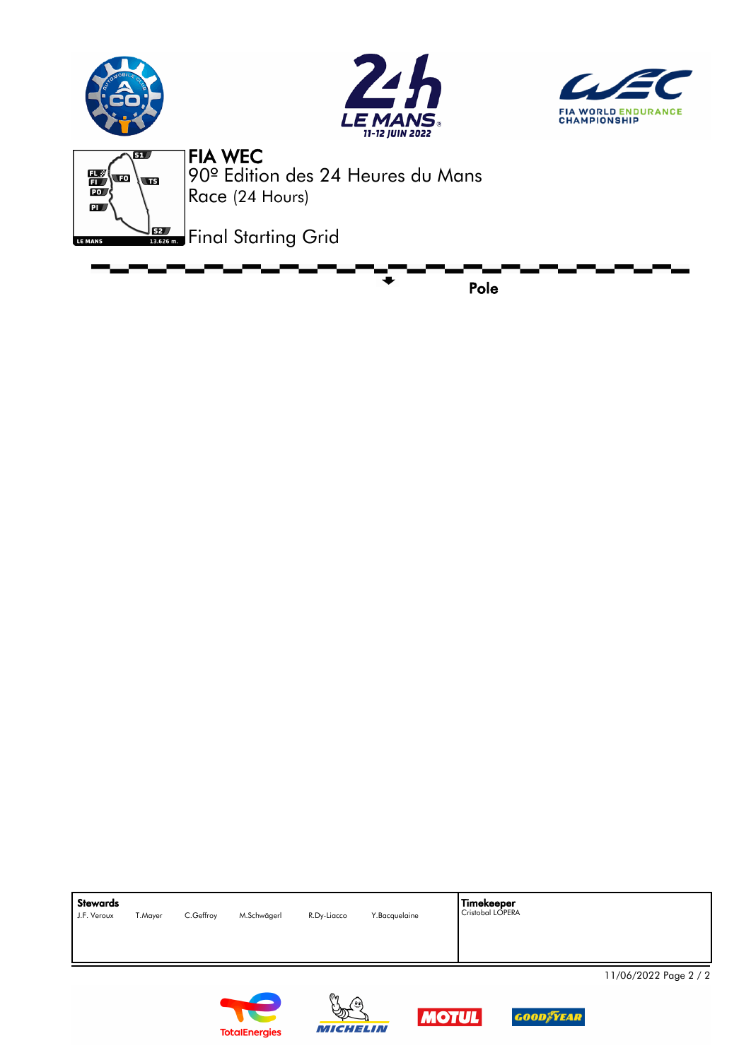# FIA WEC

90º Edition des 24 Heures du Mans

Race (24 Hours)

Final Starting Grid

**Pole**

| **Stewards** | | | | | | **Timekeeper** |
|---|---|---|---|---|---|---|
| J.F. Veroux | T.Mayer | C.Geffroy | M.Schwägerl | R.Dy-Liacco | Y.Bacquelaine | Cristobal LOPERA |

11/06/2022